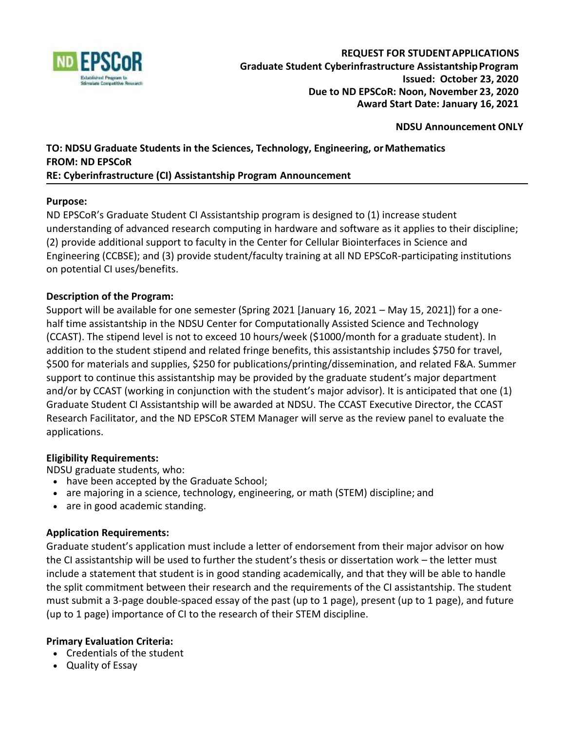**REQUEST FOR STUDENT APPLICATIONS**
**Graduate Student Cyberinfrastructure Assistantship Program**
**Issued: October 23, 2020**
**Due to ND EPSCoR: Noon, November 23, 2020**
**Award Start Date: January 16, 2021**

**NDSU Announcement ONLY**

**TO: NDSU Graduate Students in the Sciences, Technology, Engineering, or Mathematics**
**FROM: ND EPSCoR**
**RE: Cyberinfrastructure (CI) Assistantship Program Announcement**

---

**Purpose:**

ND EPSCoR's Graduate Student CI Assistantship program is designed to (1) increase student understanding of advanced research computing in hardware and software as it applies to their discipline; (2) provide additional support to faculty in the Center for Cellular Biointerfaces in Science and Engineering (CCBSE); and (3) provide student/faculty training at all ND EPSCoR-participating institutions on potential CI uses/benefits.

**Description of the Program:**

Support will be available for one semester (Spring 2021 [January 16, 2021 – May 15, 2021]) for a one-half time assistantship in the NDSU Center for Computationally Assisted Science and Technology (CCAST). The stipend level is not to exceed 10 hours/week ($1000/month for a graduate student). In addition to the student stipend and related fringe benefits, this assistantship includes $750 for travel, $500 for materials and supplies, $250 for publications/printing/dissemination, and related F&A. Summer support to continue this assistantship may be provided by the graduate student's major department and/or by CCAST (working in conjunction with the student's major advisor). It is anticipated that one (1) Graduate Student CI Assistantship will be awarded at NDSU. The CCAST Executive Director, the CCAST Research Facilitator, and the ND EPSCoR STEM Manager will serve as the review panel to evaluate the applications.

**Eligibility Requirements:**

NDSU graduate students, who:

- have been accepted by the Graduate School;
- are majoring in a science, technology, engineering, or math (STEM) discipline; and
- are in good academic standing.

**Application Requirements:**

Graduate student's application must include a letter of endorsement from their major advisor on how the CI assistantship will be used to further the student's thesis or dissertation work – the letter must include a statement that student is in good standing academically, and that they will be able to handle the split commitment between their research and the requirements of the CI assistantship. The student must submit a 3-page double-spaced essay of the past (up to 1 page), present (up to 1 page), and future (up to 1 page) importance of CI to the research of their STEM discipline.

**Primary Evaluation Criteria:**

- Credentials of the student
- Quality of Essay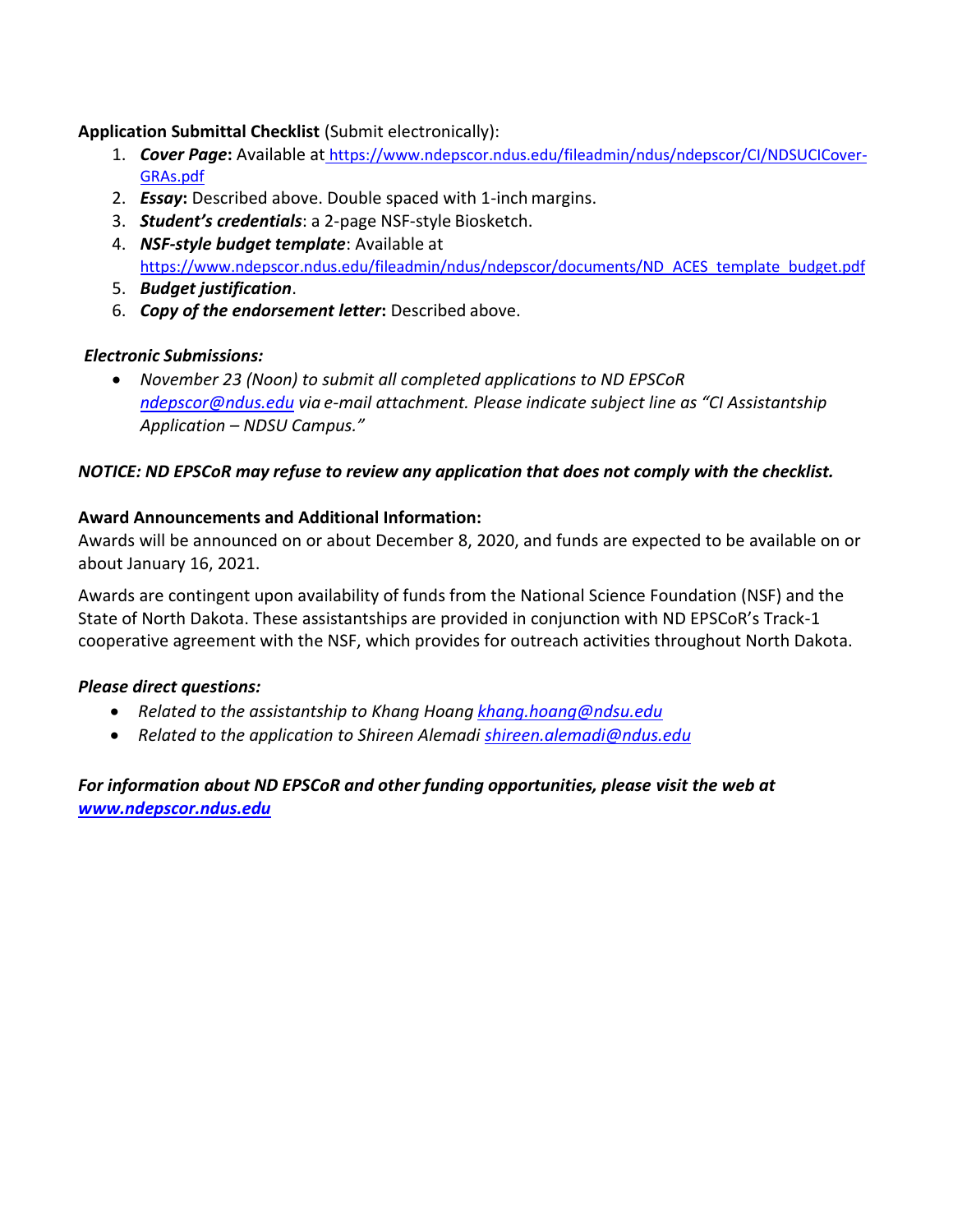**Application Submittal Checklist** (Submit electronically):

1. ***Cover Page*****:** Available at https://www.ndepscor.ndus.edu/fileadmin/ndus/ndepscor/CI/NDSUCICover-GRAs.pdf
2. ***Essay*****:** Described above. Double spaced with 1-inch margins.
3. ***Student's credentials***: a 2-page NSF-style Biosketch.
4. ***NSF-style budget template***: Available at https://www.ndepscor.ndus.edu/fileadmin/ndus/ndepscor/documents/ND_ACES_template_budget.pdf
5. ***Budget justification***.
6. ***Copy of the endorsement letter*****:** Described above.

***Electronic Submissions:***

- *November 23 (Noon) to submit all completed applications to ND EPSCoR ndepscor@ndus.edu via e-mail attachment. Please indicate subject line as "CI Assistantship Application – NDSU Campus."*

***NOTICE: ND EPSCoR may refuse to review any application that does not comply with the checklist.***

**Award Announcements and Additional Information:**

Awards will be announced on or about December 8, 2020, and funds are expected to be available on or about January 16, 2021.

Awards are contingent upon availability of funds from the National Science Foundation (NSF) and the State of North Dakota. These assistantships are provided in conjunction with ND EPSCoR's Track-1 cooperative agreement with the NSF, which provides for outreach activities throughout North Dakota.

***Please direct questions:***

- *Related to the assistantship to Khang Hoang khang.hoang@ndsu.edu*
- *Related to the application to Shireen Alemadi shireen.alemadi@ndus.edu*

***For information about ND EPSCoR and other funding opportunities, please visit the web at www.ndepscor.ndus.edu***